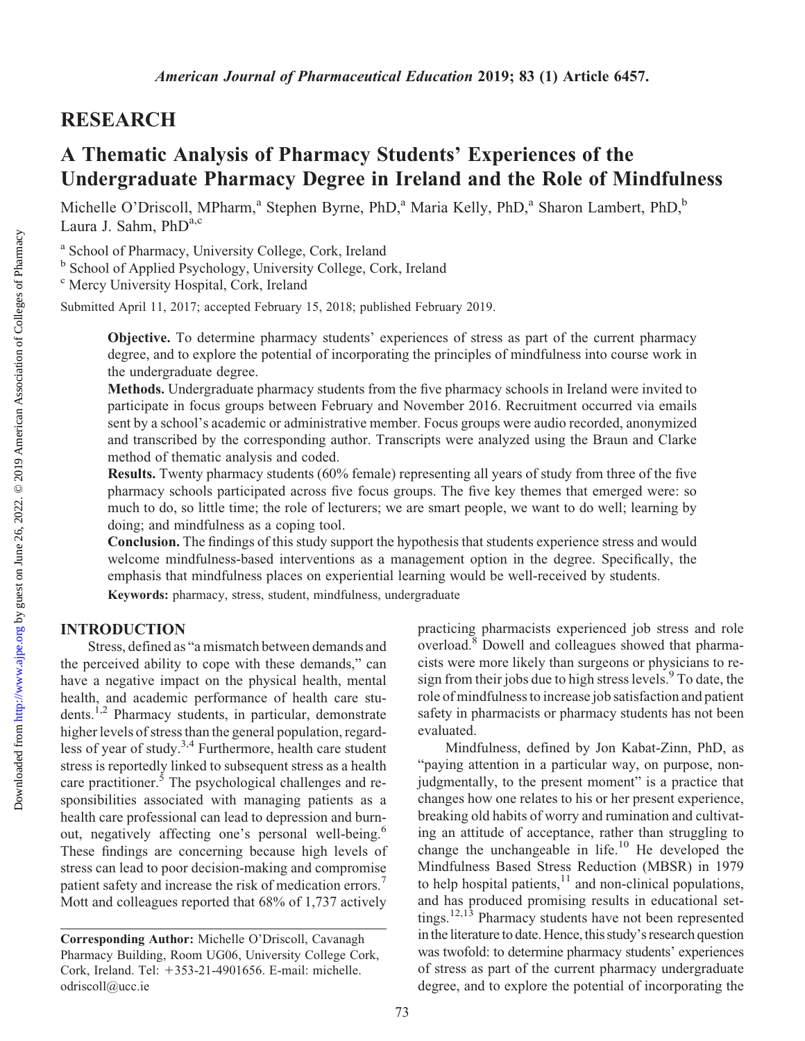## RESEARCH

# A Thematic Analysis of Pharmacy Students' Experiences of the Undergraduate Pharmacy Degree in Ireland and the Role of Mindfulness

Michelle O'Driscoll, MPharm,[a] Stephen Byrne, PhD,[a] Maria Kelly, PhD,[a] Sharon Lambert, PhD,[b] Laura J. Sahm, PhD[a,c]

[a] School of Pharmacy, University College, Cork, Ireland
[b] School of Applied Psychology, University College, Cork, Ireland
[c] Mercy University Hospital, Cork, Ireland

Submitted April 11, 2017; accepted February 15, 2018; published February 2019.

**Objective.** To determine pharmacy students' experiences of stress as part of the current pharmacy degree, and to explore the potential of incorporating the principles of mindfulness into course work in the undergraduate degree.

**Methods.** Undergraduate pharmacy students from the five pharmacy schools in Ireland were invited to participate in focus groups between February and November 2016. Recruitment occurred via emails sent by a school's academic or administrative member. Focus groups were audio recorded, anonymized and transcribed by the corresponding author. Transcripts were analyzed using the Braun and Clarke method of thematic analysis and coded.

**Results.** Twenty pharmacy students (60% female) representing all years of study from three of the five pharmacy schools participated across five focus groups. The five key themes that emerged were: so much to do, so little time; the role of lecturers; we are smart people, we want to do well; learning by doing; and mindfulness as a coping tool.

**Conclusion.** The findings of this study support the hypothesis that students experience stress and would welcome mindfulness-based interventions as a management option in the degree. Specifically, the emphasis that mindfulness places on experiential learning would be well-received by students.

**Keywords:** pharmacy, stress, student, mindfulness, undergraduate

## INTRODUCTION

Stress, defined as "a mismatch between demands and the perceived ability to cope with these demands," can have a negative impact on the physical health, mental health, and academic performance of health care students.[1,2] Pharmacy students, in particular, demonstrate higher levels of stress than the general population, regardless of year of study.[3,4] Furthermore, health care student stress is reportedly linked to subsequent stress as a health care practitioner.[5] The psychological challenges and responsibilities associated with managing patients as a health care professional can lead to depression and burnout, negatively affecting one's personal well-being.[6] These findings are concerning because high levels of stress can lead to poor decision-making and compromise patient safety and increase the risk of medication errors.[7] Mott and colleagues reported that 68% of 1,737 actively practicing pharmacists experienced job stress and role overload.[8] Dowell and colleagues showed that pharmacists were more likely than surgeons or physicians to resign from their jobs due to high stress levels.[9] To date, the role of mindfulness to increase job satisfaction and patient safety in pharmacists or pharmacy students has not been evaluated.

Mindfulness, defined by Jon Kabat-Zinn, PhD, as "paying attention in a particular way, on purpose, nonjudgmentally, to the present moment" is a practice that changes how one relates to his or her present experience, breaking old habits of worry and rumination and cultivating an attitude of acceptance, rather than struggling to change the unchangeable in life.[10] He developed the Mindfulness Based Stress Reduction (MBSR) in 1979 to help hospital patients,[11] and non-clinical populations, and has produced promising results in educational settings.[12,13] Pharmacy students have not been represented in the literature to date. Hence, this study's research question was twofold: to determine pharmacy students' experiences of stress as part of the current pharmacy undergraduate degree, and to explore the potential of incorporating the

**Corresponding Author:** Michelle O'Driscoll, Cavanagh Pharmacy Building, Room UG06, University College Cork, Cork, Ireland. Tel: +353-21-4901656. E-mail: michelle.odriscoll@ucc.ie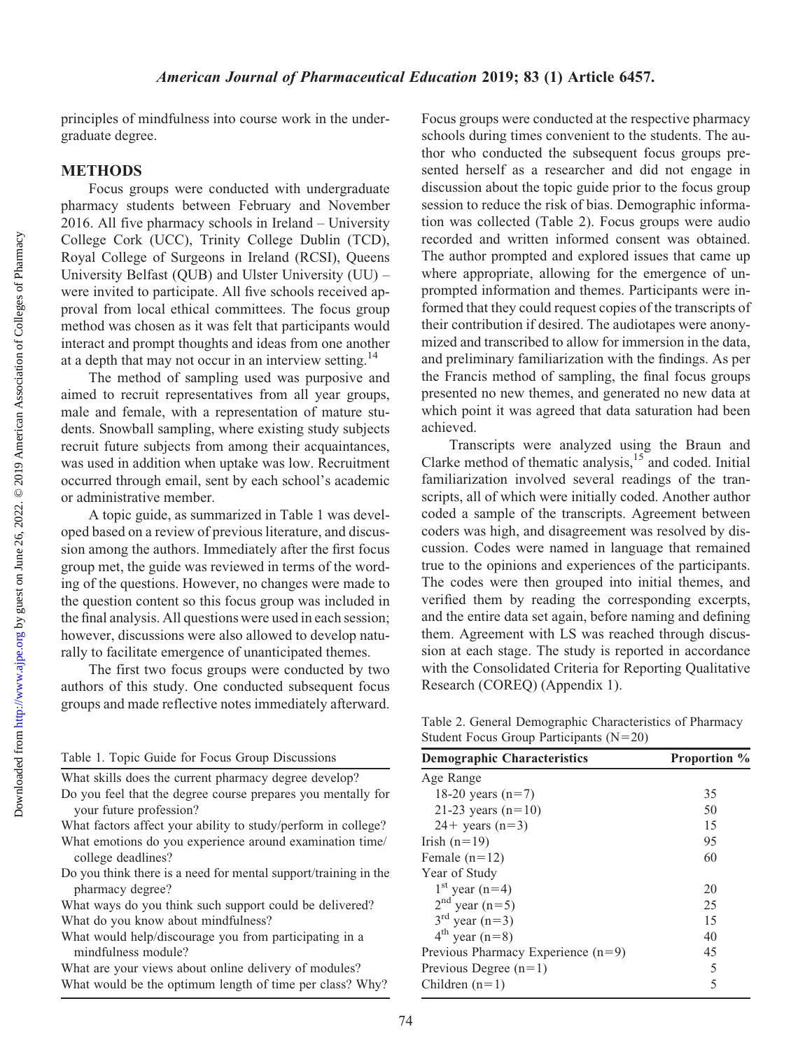principles of mindfulness into course work in the undergraduate degree.

## METHODS

Focus groups were conducted with undergraduate pharmacy students between February and November 2016. All five pharmacy schools in Ireland – University College Cork (UCC), Trinity College Dublin (TCD), Royal College of Surgeons in Ireland (RCSI), Queens University Belfast (QUB) and Ulster University (UU) – were invited to participate. All five schools received approval from local ethical committees. The focus group method was chosen as it was felt that participants would interact and prompt thoughts and ideas from one another at a depth that may not occur in an interview setting.[14]

The method of sampling used was purposive and aimed to recruit representatives from all year groups, male and female, with a representation of mature students. Snowball sampling, where existing study subjects recruit future subjects from among their acquaintances, was used in addition when uptake was low. Recruitment occurred through email, sent by each school's academic or administrative member.

A topic guide, as summarized in Table 1 was developed based on a review of previous literature, and discussion among the authors. Immediately after the first focus group met, the guide was reviewed in terms of the wording of the questions. However, no changes were made to the question content so this focus group was included in the final analysis. All questions were used in each session; however, discussions were also allowed to develop naturally to facilitate emergence of unanticipated themes.

The first two focus groups were conducted by two authors of this study. One conducted subsequent focus groups and made reflective notes immediately afterward.

Table 1. Topic Guide for Focus Group Discussions

| |
|---|
| What skills does the current pharmacy degree develop? |
| Do you feel that the degree course prepares you mentally for your future profession? |
| What factors affect your ability to study/perform in college? |
| What emotions do you experience around examination time/college deadlines? |
| Do you think there is a need for mental support/training in the pharmacy degree? |
| What ways do you think such support could be delivered? |
| What do you know about mindfulness? |
| What would help/discourage you from participating in a mindfulness module? |
| What are your views about online delivery of modules? |
| What would be the optimum length of time per class? Why? |

Focus groups were conducted at the respective pharmacy schools during times convenient to the students. The author who conducted the subsequent focus groups presented herself as a researcher and did not engage in discussion about the topic guide prior to the focus group session to reduce the risk of bias. Demographic information was collected (Table 2). Focus groups were audio recorded and written informed consent was obtained. The author prompted and explored issues that came up where appropriate, allowing for the emergence of unprompted information and themes. Participants were informed that they could request copies of the transcripts of their contribution if desired. The audiotapes were anonymized and transcribed to allow for immersion in the data, and preliminary familiarization with the findings. As per the Francis method of sampling, the final focus groups presented no new themes, and generated no new data at which point it was agreed that data saturation had been achieved.

Transcripts were analyzed using the Braun and Clarke method of thematic analysis,[15] and coded. Initial familiarization involved several readings of the transcripts, all of which were initially coded. Another author coded a sample of the transcripts. Agreement between coders was high, and disagreement was resolved by discussion. Codes were named in language that remained true to the opinions and experiences of the participants. The codes were then grouped into initial themes, and verified them by reading the corresponding excerpts, and the entire data set again, before naming and defining them. Agreement with LS was reached through discussion at each stage. The study is reported in accordance with the Consolidated Criteria for Reporting Qualitative Research (COREQ) (Appendix 1).

Table 2. General Demographic Characteristics of Pharmacy Student Focus Group Participants (N=20)

| Demographic Characteristics | Proportion % |
|---|---|
| Age Range | |
| 18-20 years (n=7) | 35 |
| 21-23 years (n=10) | 50 |
| 24+ years (n=3) | 15 |
| Irish (n=19) | 95 |
| Female (n=12) | 60 |
| Year of Study | |
| 1st year (n=4) | 20 |
| 2nd year (n=5) | 25 |
| 3rd year (n=3) | 15 |
| 4th year (n=8) | 40 |
| Previous Pharmacy Experience (n=9) | 45 |
| Previous Degree (n=1) | 5 |
| Children (n=1) | 5 |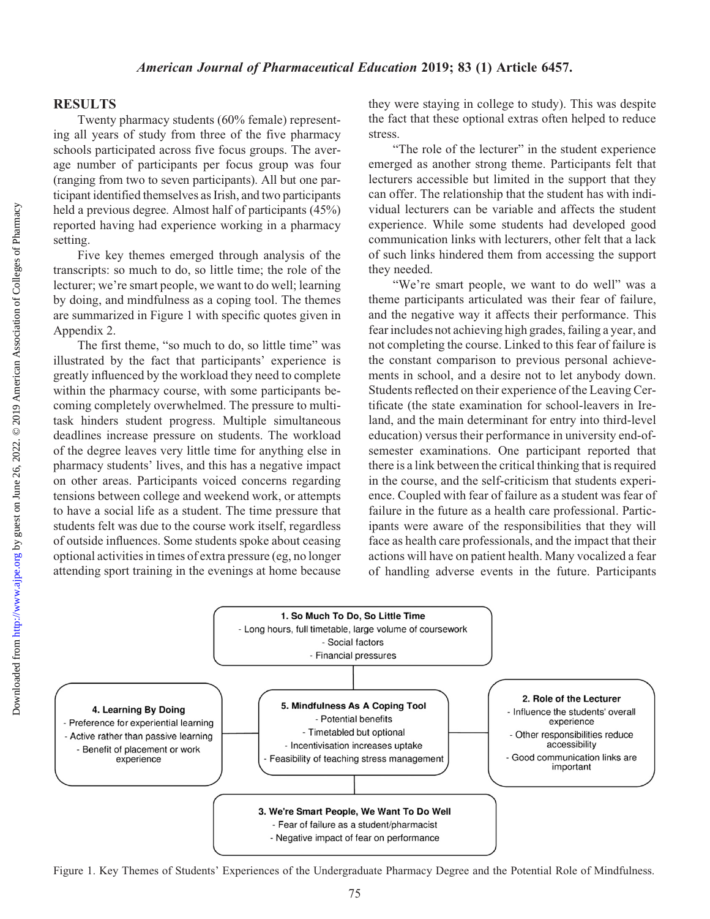## RESULTS

Twenty pharmacy students (60% female) representing all years of study from three of the five pharmacy schools participated across five focus groups. The average number of participants per focus group was four (ranging from two to seven participants). All but one participant identified themselves as Irish, and two participants held a previous degree. Almost half of participants (45%) reported having had experience working in a pharmacy setting.

Five key themes emerged through analysis of the transcripts: so much to do, so little time; the role of the lecturer; we're smart people, we want to do well; learning by doing, and mindfulness as a coping tool. The themes are summarized in Figure 1 with specific quotes given in Appendix 2.

The first theme, "so much to do, so little time" was illustrated by the fact that participants' experience is greatly influenced by the workload they need to complete within the pharmacy course, with some participants becoming completely overwhelmed. The pressure to multitask hinders student progress. Multiple simultaneous deadlines increase pressure on students. The workload of the degree leaves very little time for anything else in pharmacy students' lives, and this has a negative impact on other areas. Participants voiced concerns regarding tensions between college and weekend work, or attempts to have a social life as a student. The time pressure that students felt was due to the course work itself, regardless of outside influences. Some students spoke about ceasing optional activities in times of extra pressure (eg, no longer attending sport training in the evenings at home because they were staying in college to study). This was despite the fact that these optional extras often helped to reduce stress.

"The role of the lecturer" in the student experience emerged as another strong theme. Participants felt that lecturers accessible but limited in the support that they can offer. The relationship that the student has with individual lecturers can be variable and affects the student experience. While some students had developed good communication links with lecturers, other felt that a lack of such links hindered them from accessing the support they needed.

"We're smart people, we want to do well" was a theme participants articulated was their fear of failure, and the negative way it affects their performance. This fear includes not achieving high grades, failing a year, and not completing the course. Linked to this fear of failure is the constant comparison to previous personal achievements in school, and a desire not to let anybody down. Students reflected on their experience of the Leaving Certificate (the state examination for school-leavers in Ireland, and the main determinant for entry into third-level education) versus their performance in university end-of-semester examinations. One participant reported that there is a link between the critical thinking that is required in the course, and the self-criticism that students experience. Coupled with fear of failure as a student was fear of failure in the future as a health care professional. Participants were aware of the responsibilities that they will face as health care professionals, and the impact that their actions will have on patient health. Many vocalized a fear of handling adverse events in the future. Participants

**1. So Much To Do, So Little Time**
- Long hours, full timetable, large volume of coursework
- Social factors
- Financial pressures

**2. Role of the Lecturer**
- Influence the students' overall experience
- Other responsibilities reduce accessibility
- Good communication links are important

**3. We're Smart People, We Want To Do Well**
- Fear of failure as a student/pharmacist
- Negative impact of fear on performance

**4. Learning By Doing**
- Preference for experiential learning
- Active rather than passive learning
- Benefit of placement or work experience

**5. Mindfulness As A Coping Tool**
- Potential benefits
- Timetabled but optional
- Incentivisation increases uptake
- Feasibility of teaching stress management

Figure 1. Key Themes of Students' Experiences of the Undergraduate Pharmacy Degree and the Potential Role of Mindfulness.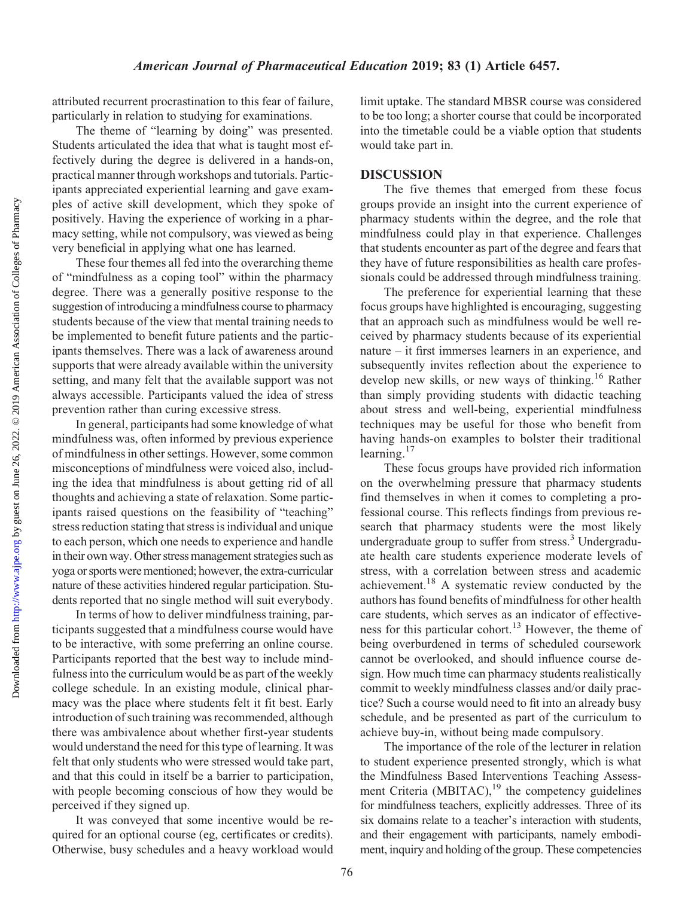attributed recurrent procrastination to this fear of failure, particularly in relation to studying for examinations.

The theme of "learning by doing" was presented. Students articulated the idea that what is taught most effectively during the degree is delivered in a hands-on, practical manner through workshops and tutorials. Participants appreciated experiential learning and gave examples of active skill development, which they spoke of positively. Having the experience of working in a pharmacy setting, while not compulsory, was viewed as being very beneficial in applying what one has learned.

These four themes all fed into the overarching theme of "mindfulness as a coping tool" within the pharmacy degree. There was a generally positive response to the suggestion of introducing a mindfulness course to pharmacy students because of the view that mental training needs to be implemented to benefit future patients and the participants themselves. There was a lack of awareness around supports that were already available within the university setting, and many felt that the available support was not always accessible. Participants valued the idea of stress prevention rather than curing excessive stress.

In general, participants had some knowledge of what mindfulness was, often informed by previous experience of mindfulness in other settings. However, some common misconceptions of mindfulness were voiced also, including the idea that mindfulness is about getting rid of all thoughts and achieving a state of relaxation. Some participants raised questions on the feasibility of "teaching" stress reduction stating that stress is individual and unique to each person, which one needs to experience and handle in their own way. Other stress management strategies such as yoga or sports were mentioned; however, the extra-curricular nature of these activities hindered regular participation. Students reported that no single method will suit everybody.

In terms of how to deliver mindfulness training, participants suggested that a mindfulness course would have to be interactive, with some preferring an online course. Participants reported that the best way to include mindfulness into the curriculum would be as part of the weekly college schedule. In an existing module, clinical pharmacy was the place where students felt it fit best. Early introduction of such training was recommended, although there was ambivalence about whether first-year students would understand the need for this type of learning. It was felt that only students who were stressed would take part, and that this could in itself be a barrier to participation, with people becoming conscious of how they would be perceived if they signed up.

It was conveyed that some incentive would be required for an optional course (eg, certificates or credits). Otherwise, busy schedules and a heavy workload would limit uptake. The standard MBSR course was considered to be too long; a shorter course that could be incorporated into the timetable could be a viable option that students would take part in.

## DISCUSSION

The five themes that emerged from these focus groups provide an insight into the current experience of pharmacy students within the degree, and the role that mindfulness could play in that experience. Challenges that students encounter as part of the degree and fears that they have of future responsibilities as health care professionals could be addressed through mindfulness training.

The preference for experiential learning that these focus groups have highlighted is encouraging, suggesting that an approach such as mindfulness would be well received by pharmacy students because of its experiential nature – it first immerses learners in an experience, and subsequently invites reflection about the experience to develop new skills, or new ways of thinking.[16] Rather than simply providing students with didactic teaching about stress and well-being, experiential mindfulness techniques may be useful for those who benefit from having hands-on examples to bolster their traditional learning.[17]

These focus groups have provided rich information on the overwhelming pressure that pharmacy students find themselves in when it comes to completing a professional course. This reflects findings from previous research that pharmacy students were the most likely undergraduate group to suffer from stress.[3] Undergraduate health care students experience moderate levels of stress, with a correlation between stress and academic achievement.[18] A systematic review conducted by the authors has found benefits of mindfulness for other health care students, which serves as an indicator of effectiveness for this particular cohort.[13] However, the theme of being overburdened in terms of scheduled coursework cannot be overlooked, and should influence course design. How much time can pharmacy students realistically commit to weekly mindfulness classes and/or daily practice? Such a course would need to fit into an already busy schedule, and be presented as part of the curriculum to achieve buy-in, without being made compulsory.

The importance of the role of the lecturer in relation to student experience presented strongly, which is what the Mindfulness Based Interventions Teaching Assessment Criteria (MBITAC),[19] the competency guidelines for mindfulness teachers, explicitly addresses. Three of its six domains relate to a teacher's interaction with students, and their engagement with participants, namely embodiment, inquiry and holding of the group. These competencies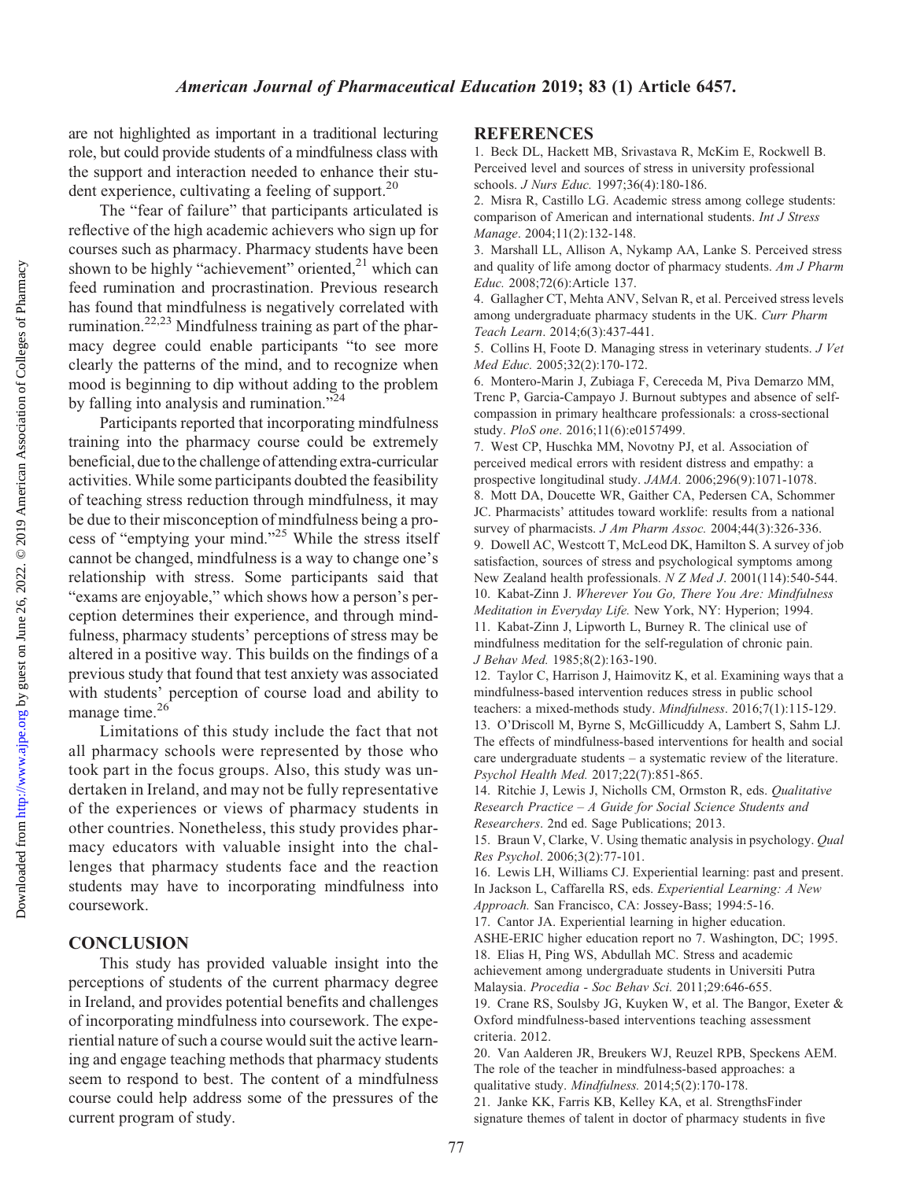are not highlighted as important in a traditional lecturing role, but could provide students of a mindfulness class with the support and interaction needed to enhance their student experience, cultivating a feeling of support.[20]

The "fear of failure" that participants articulated is reflective of the high academic achievers who sign up for courses such as pharmacy. Pharmacy students have been shown to be highly "achievement" oriented,[21] which can feed rumination and procrastination. Previous research has found that mindfulness is negatively correlated with rumination.[22,23] Mindfulness training as part of the pharmacy degree could enable participants "to see more clearly the patterns of the mind, and to recognize when mood is beginning to dip without adding to the problem by falling into analysis and rumination."[24]

Participants reported that incorporating mindfulness training into the pharmacy course could be extremely beneficial, due to the challenge of attending extra-curricular activities. While some participants doubted the feasibility of teaching stress reduction through mindfulness, it may be due to their misconception of mindfulness being a process of "emptying your mind."[25] While the stress itself cannot be changed, mindfulness is a way to change one's relationship with stress. Some participants said that "exams are enjoyable," which shows how a person's perception determines their experience, and through mindfulness, pharmacy students' perceptions of stress may be altered in a positive way. This builds on the findings of a previous study that found that test anxiety was associated with students' perception of course load and ability to manage time.[26]

Limitations of this study include the fact that not all pharmacy schools were represented by those who took part in the focus groups. Also, this study was undertaken in Ireland, and may not be fully representative of the experiences or views of pharmacy students in other countries. Nonetheless, this study provides pharmacy educators with valuable insight into the challenges that pharmacy students face and the reaction students may have to incorporating mindfulness into coursework.

## CONCLUSION

This study has provided valuable insight into the perceptions of students of the current pharmacy degree in Ireland, and provides potential benefits and challenges of incorporating mindfulness into coursework. The experiential nature of such a course would suit the active learning and engage teaching methods that pharmacy students seem to respond to best. The content of a mindfulness course could help address some of the pressures of the current program of study.

## REFERENCES

1. Beck DL, Hackett MB, Srivastava R, McKim E, Rockwell B. Perceived level and sources of stress in university professional schools. *J Nurs Educ.* 1997;36(4):180-186.
2. Misra R, Castillo LG. Academic stress among college students: comparison of American and international students. *Int J Stress Manage*. 2004;11(2):132-148.
3. Marshall LL, Allison A, Nykamp AA, Lanke S. Perceived stress and quality of life among doctor of pharmacy students. *Am J Pharm Educ.* 2008;72(6):Article 137.
4. Gallagher CT, Mehta ANV, Selvan R, et al. Perceived stress levels among undergraduate pharmacy students in the UK. *Curr Pharm Teach Learn*. 2014;6(3):437-441.
5. Collins H, Foote D. Managing stress in veterinary students. *J Vet Med Educ.* 2005;32(2):170-172.
6. Montero-Marin J, Zubiaga F, Cereceda M, Piva Demarzo MM, Trenc P, Garcia-Campayo J. Burnout subtypes and absence of self-compassion in primary healthcare professionals: a cross-sectional study. *PloS one*. 2016;11(6):e0157499.
7. West CP, Huschka MM, Novotny PJ, et al. Association of perceived medical errors with resident distress and empathy: a prospective longitudinal study. *JAMA.* 2006;296(9):1071-1078.
8. Mott DA, Doucette WR, Gaither CA, Pedersen CA, Schommer JC. Pharmacists' attitudes toward worklife: results from a national survey of pharmacists. *J Am Pharm Assoc.* 2004;44(3):326-336.
9. Dowell AC, Westcott T, McLeod DK, Hamilton S. A survey of job satisfaction, sources of stress and psychological symptoms among New Zealand health professionals. *N Z Med J*. 2001(114):540-544.
10. Kabat-Zinn J. *Wherever You Go, There You Are: Mindfulness Meditation in Everyday Life.* New York, NY: Hyperion; 1994.
11. Kabat-Zinn J, Lipworth L, Burney R. The clinical use of mindfulness meditation for the self-regulation of chronic pain. *J Behav Med.* 1985;8(2):163-190.
12. Taylor C, Harrison J, Haimovitz K, et al. Examining ways that a mindfulness-based intervention reduces stress in public school teachers: a mixed-methods study. *Mindfulness*. 2016;7(1):115-129.
13. O'Driscoll M, Byrne S, McGillicuddy A, Lambert S, Sahm LJ. The effects of mindfulness-based interventions for health and social care undergraduate students – a systematic review of the literature. *Psychol Health Med.* 2017;22(7):851-865.
14. Ritchie J, Lewis J, Nicholls CM, Ormston R, eds. *Qualitative Research Practice – A Guide for Social Science Students and Researchers*. 2nd ed. Sage Publications; 2013.
15. Braun V, Clarke, V. Using thematic analysis in psychology. *Qual Res Psychol*. 2006;3(2):77-101.
16. Lewis LH, Williams CJ. Experiential learning: past and present. In Jackson L, Caffarella RS, eds. *Experiential Learning: A New Approach.* San Francisco, CA: Jossey-Bass; 1994:5-16.
17. Cantor JA. Experiential learning in higher education. ASHE-ERIC higher education report no 7. Washington, DC; 1995.
18. Elias H, Ping WS, Abdullah MC. Stress and academic achievement among undergraduate students in Universiti Putra Malaysia. *Procedia - Soc Behav Sci.* 2011;29:646-655.
19. Crane RS, Soulsby JG, Kuyken W, et al. The Bangor, Exeter & Oxford mindfulness-based interventions teaching assessment criteria. 2012.
20. Van Aalderen JR, Breukers WJ, Reuzel RPB, Speckens AEM. The role of the teacher in mindfulness-based approaches: a qualitative study. *Mindfulness.* 2014;5(2):170-178.
21. Janke KK, Farris KB, Kelley KA, et al. StrengthsFinder signature themes of talent in doctor of pharmacy students in five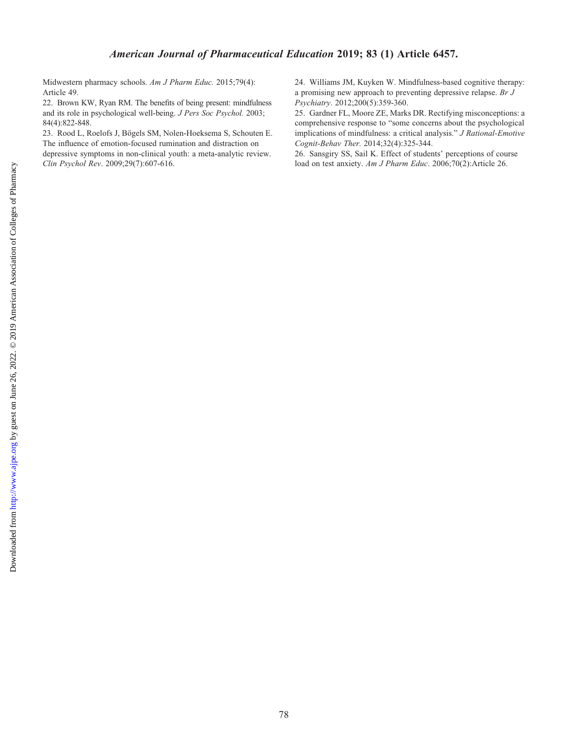Midwestern pharmacy schools. *Am J Pharm Educ.* 2015;79(4): Article 49.

22. Brown KW, Ryan RM. The benefits of being present: mindfulness and its role in psychological well-being. *J Pers Soc Psychol.* 2003; 84(4):822-848.

23. Rood L, Roelofs J, Bögels SM, Nolen-Hoeksema S, Schouten E. The influence of emotion-focused rumination and distraction on depressive symptoms in non-clinical youth: a meta-analytic review. *Clin Psychol Rev*. 2009;29(7):607-616.

24. Williams JM, Kuyken W. Mindfulness-based cognitive therapy: a promising new approach to preventing depressive relapse. *Br J Psychiatry*. 2012;200(5):359-360.

25. Gardner FL, Moore ZE, Marks DR. Rectifying misconceptions: a comprehensive response to "some concerns about the psychological implications of mindfulness: a critical analysis." *J Rational-Emotive Cognit-Behav Ther.* 2014;32(4):325-344.

26. Sansgiry SS, Sail K. Effect of students' perceptions of course load on test anxiety. *Am J Pharm Educ*. 2006;70(2):Article 26.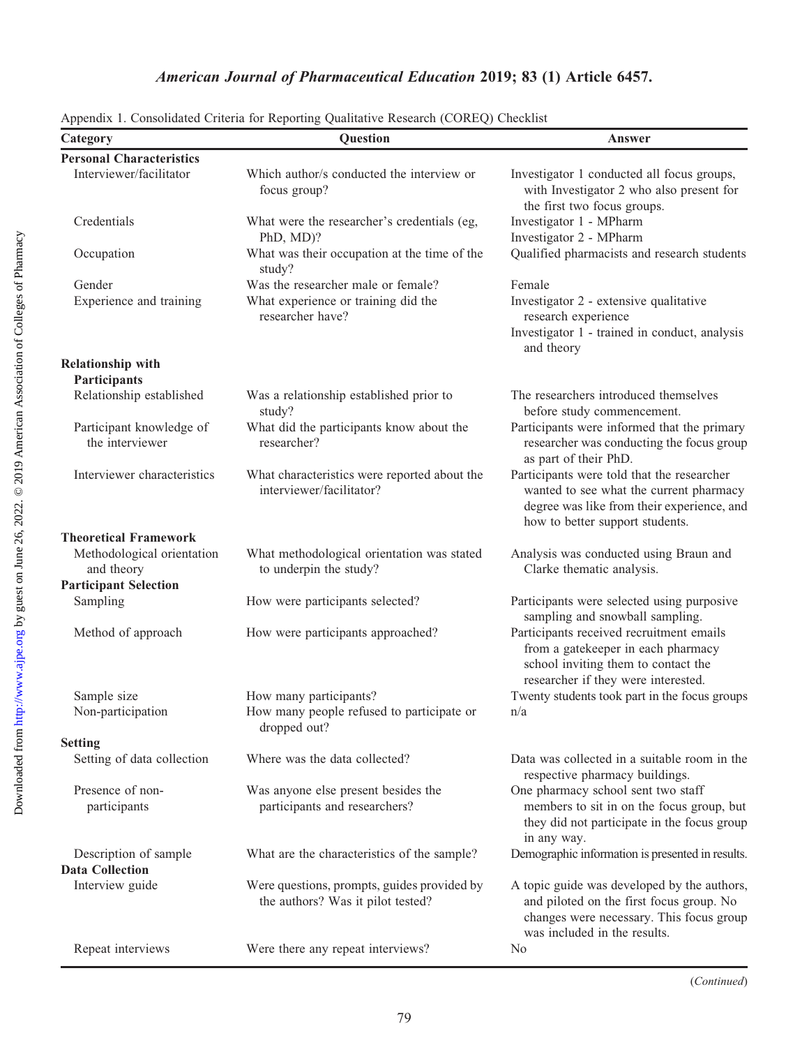Appendix 1. Consolidated Criteria for Reporting Qualitative Research (COREQ) Checklist

| Category | Question | Answer |
|---|---|---|
| **Personal Characteristics** | | |
| Interviewer/facilitator | Which author/s conducted the interview or focus group? | Investigator 1 conducted all focus groups, with Investigator 2 who also present for the first two focus groups. |
| Credentials | What were the researcher's credentials (eg, PhD, MD)? | Investigator 1 - MPharm<br>Investigator 2 - MPharm |
| Occupation | What was their occupation at the time of the study? | Qualified pharmacists and research students |
| Gender | Was the researcher male or female? | Female |
| Experience and training | What experience or training did the researcher have? | Investigator 2 - extensive qualitative research experience<br>Investigator 1 - trained in conduct, analysis and theory |
| **Relationship with Participants** | | |
| Relationship established | Was a relationship established prior to study? | The researchers introduced themselves before study commencement. |
| Participant knowledge of the interviewer | What did the participants know about the researcher? | Participants were informed that the primary researcher was conducting the focus group as part of their PhD. |
| Interviewer characteristics | What characteristics were reported about the interviewer/facilitator? | Participants were told that the researcher wanted to see what the current pharmacy degree was like from their experience, and how to better support students. |
| **Theoretical Framework** | | |
| Methodological orientation and theory | What methodological orientation was stated to underpin the study? | Analysis was conducted using Braun and Clarke thematic analysis. |
| **Participant Selection** | | |
| Sampling | How were participants selected? | Participants were selected using purposive sampling and snowball sampling. |
| Method of approach | How were participants approached? | Participants received recruitment emails from a gatekeeper in each pharmacy school inviting them to contact the researcher if they were interested. |
| Sample size | How many participants? | Twenty students took part in the focus groups |
| Non-participation | How many people refused to participate or dropped out? | n/a |
| **Setting** | | |
| Setting of data collection | Where was the data collected? | Data was collected in a suitable room in the respective pharmacy buildings. |
| Presence of non-participants | Was anyone else present besides the participants and researchers? | One pharmacy school sent two staff members to sit in on the focus group, but they did not participate in the focus group in any way. |
| Description of sample | What are the characteristics of the sample? | Demographic information is presented in results. |
| **Data Collection** | | |
| Interview guide | Were questions, prompts, guides provided by the authors? Was it pilot tested? | A topic guide was developed by the authors, and piloted on the first focus group. No changes were necessary. This focus group was included in the results. |
| Repeat interviews | Were there any repeat interviews? | No |

(*Continued*)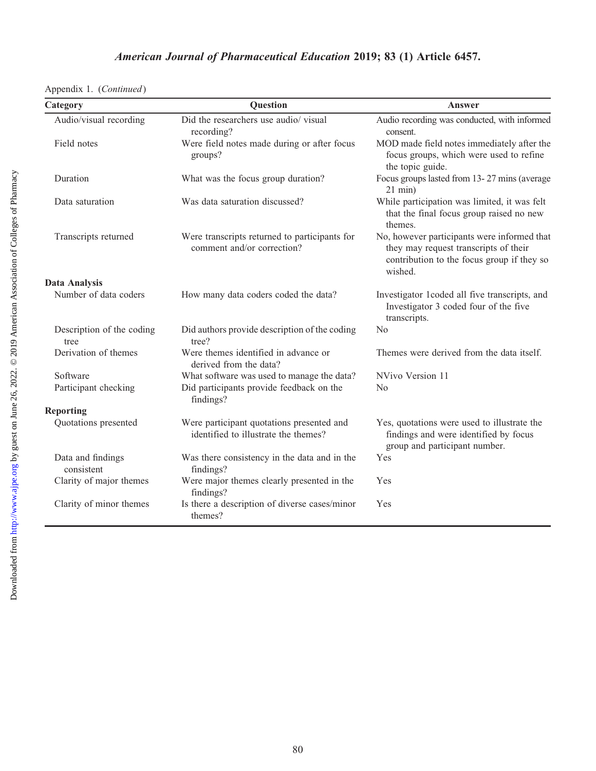Appendix 1. (*Continued*)

| Category | Question | Answer |
|---|---|---|
| Audio/visual recording | Did the researchers use audio/ visual recording? | Audio recording was conducted, with informed consent. |
| Field notes | Were field notes made during or after focus groups? | MOD made field notes immediately after the focus groups, which were used to refine the topic guide. |
| Duration | What was the focus group duration? | Focus groups lasted from 13- 27 mins (average 21 min) |
| Data saturation | Was data saturation discussed? | While participation was limited, it was felt that the final focus group raised no new themes. |
| Transcripts returned | Were transcripts returned to participants for comment and/or correction? | No, however participants were informed that they may request transcripts of their contribution to the focus group if they so wished. |
| **Data Analysis** | | |
| Number of data coders | How many data coders coded the data? | Investigator 1coded all five transcripts, and Investigator 3 coded four of the five transcripts. |
| Description of the coding tree | Did authors provide description of the coding tree? | No |
| Derivation of themes | Were themes identified in advance or derived from the data? | Themes were derived from the data itself. |
| Software | What software was used to manage the data? | NVivo Version 11 |
| Participant checking | Did participants provide feedback on the findings? | No |
| **Reporting** | | |
| Quotations presented | Were participant quotations presented and identified to illustrate the themes? | Yes, quotations were used to illustrate the findings and were identified by focus group and participant number. |
| Data and findings consistent | Was there consistency in the data and in the findings? | Yes |
| Clarity of major themes | Were major themes clearly presented in the findings? | Yes |
| Clarity of minor themes | Is there a description of diverse cases/minor themes? | Yes |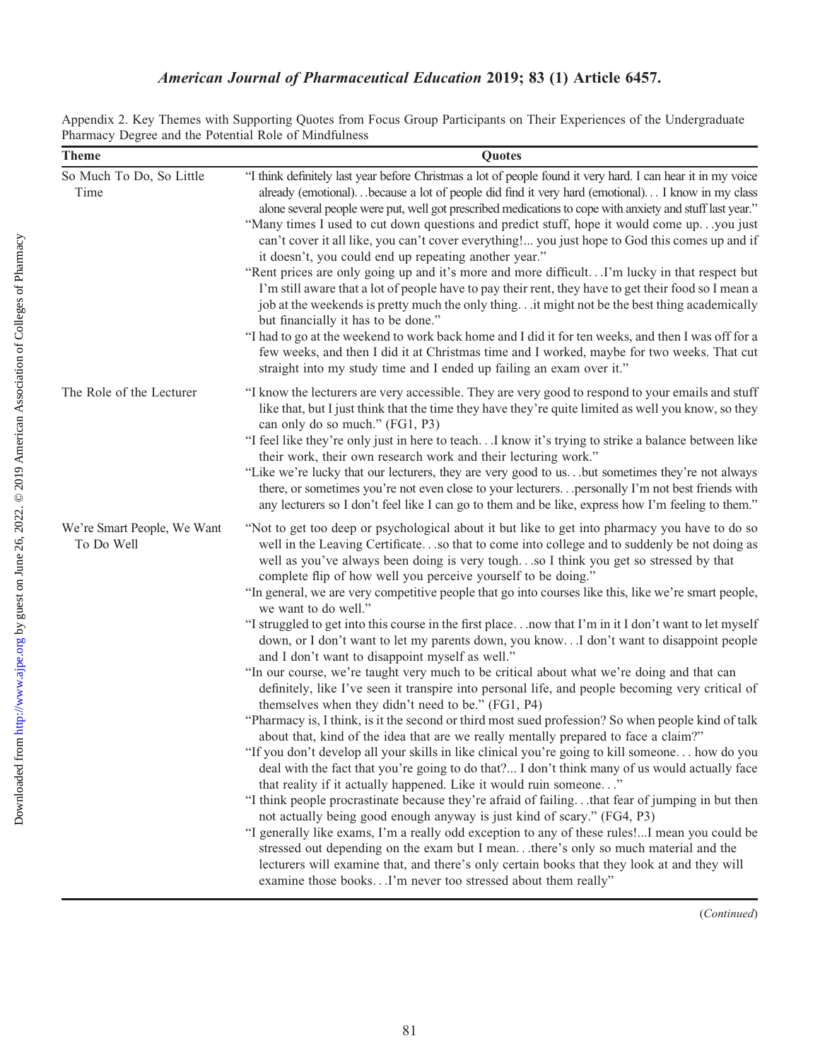Appendix 2. Key Themes with Supporting Quotes from Focus Group Participants on Their Experiences of the Undergraduate Pharmacy Degree and the Potential Role of Mindfulness

| Theme | Quotes |
| --- | --- |
| So Much To Do, So Little Time | "I think definitely last year before Christmas a lot of people found it very hard. I can hear it in my voice already (emotional)…because a lot of people did find it very hard (emotional)… I know in my class alone several people were put, well got prescribed medications to cope with anxiety and stuff last year."<br>"Many times I used to cut down questions and predict stuff, hope it would come up…you just can't cover it all like, you can't cover everything!... you just hope to God this comes up and if it doesn't, you could end up repeating another year."<br>"Rent prices are only going up and it's more and more difficult…I'm lucky in that respect but I'm still aware that a lot of people have to pay their rent, they have to get their food so I mean a job at the weekends is pretty much the only thing…it might not be the best thing academically but financially it has to be done."<br>"I had to go at the weekend to work back home and I did it for ten weeks, and then I was off for a few weeks, and then I did it at Christmas time and I worked, maybe for two weeks. That cut straight into my study time and I ended up failing an exam over it." |
| The Role of the Lecturer | "I know the lecturers are very accessible. They are very good to respond to your emails and stuff like that, but I just think that the time they have they're quite limited as well you know, so they can only do so much." (FG1, P3)<br>"I feel like they're only just in here to teach…I know it's trying to strike a balance between like their work, their own research work and their lecturing work."<br>"Like we're lucky that our lecturers, they are very good to us…but sometimes they're not always there, or sometimes you're not even close to your lecturers…personally I'm not best friends with any lecturers so I don't feel like I can go to them and be like, express how I'm feeling to them." |
| We're Smart People, We Want To Do Well | "Not to get too deep or psychological about it but like to get into pharmacy you have to do so well in the Leaving Certificate…so that to come into college and to suddenly be not doing as well as you've always been doing is very tough…so I think you get so stressed by that complete flip of how well you perceive yourself to be doing."<br>"In general, we are very competitive people that go into courses like this, like we're smart people, we want to do well."<br>"I struggled to get into this course in the first place…now that I'm in it I don't want to let myself down, or I don't want to let my parents down, you know…I don't want to disappoint people and I don't want to disappoint myself as well."<br>"In our course, we're taught very much to be critical about what we're doing and that can definitely, like I've seen it transpire into personal life, and people becoming very critical of themselves when they didn't need to be." (FG1, P4)<br>"Pharmacy is, I think, is it the second or third most sued profession? So when people kind of talk about that, kind of the idea that are we really mentally prepared to face a claim?"<br>"If you don't develop all your skills in like clinical you're going to kill someone… how do you deal with the fact that you're going to do that?... I don't think many of us would actually face that reality if it actually happened. Like it would ruin someone…"<br>"I think people procrastinate because they're afraid of failing…that fear of jumping in but then not actually being good enough anyway is just kind of scary." (FG4, P3)<br>"I generally like exams, I'm a really odd exception to any of these rules!...I mean you could be stressed out depending on the exam but I mean…there's only so much material and the lecturers will examine that, and there's only certain books that they look at and they will examine those books…I'm never too stressed about them really" |

(Continued)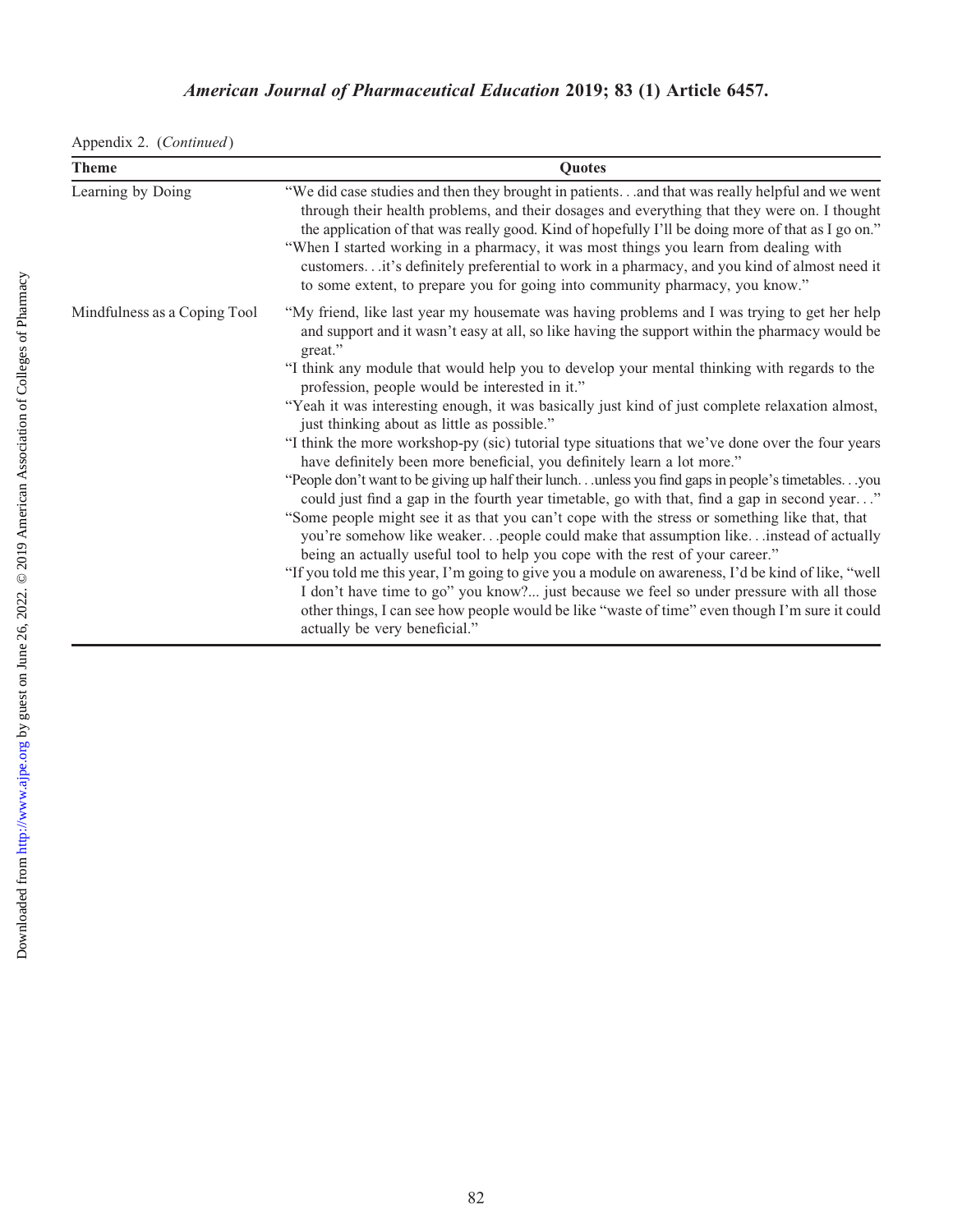Appendix 2. (*Continued*)

| Theme | Quotes |
| --- | --- |
| Learning by Doing | "We did case studies and then they brought in patients. . .and that was really helpful and we went through their health problems, and their dosages and everything that they were on. I thought the application of that was really good. Kind of hopefully I'll be doing more of that as I go on." "When I started working in a pharmacy, it was most things you learn from dealing with customers. . .it's definitely preferential to work in a pharmacy, and you kind of almost need it to some extent, to prepare you for going into community pharmacy, you know." |
| Mindfulness as a Coping Tool | "My friend, like last year my housemate was having problems and I was trying to get her help and support and it wasn't easy at all, so like having the support within the pharmacy would be great." "I think any module that would help you to develop your mental thinking with regards to the profession, people would be interested in it." "Yeah it was interesting enough, it was basically just kind of just complete relaxation almost, just thinking about as little as possible." "I think the more workshop-py (sic) tutorial type situations that we've done over the four years have definitely been more beneficial, you definitely learn a lot more." "People don't want to be giving up half their lunch. . .unless you find gaps in people's timetables. . .you could just find a gap in the fourth year timetable, go with that, find a gap in second year. . ." "Some people might see it as that you can't cope with the stress or something like that, that you're somehow like weaker. . .people could make that assumption like. . .instead of actually being an actually useful tool to help you cope with the rest of your career." "If you told me this year, I'm going to give you a module on awareness, I'd be kind of like, "well I don't have time to go" you know?... just because we feel so under pressure with all those other things, I can see how people would be like "waste of time" even though I'm sure it could actually be very beneficial." |